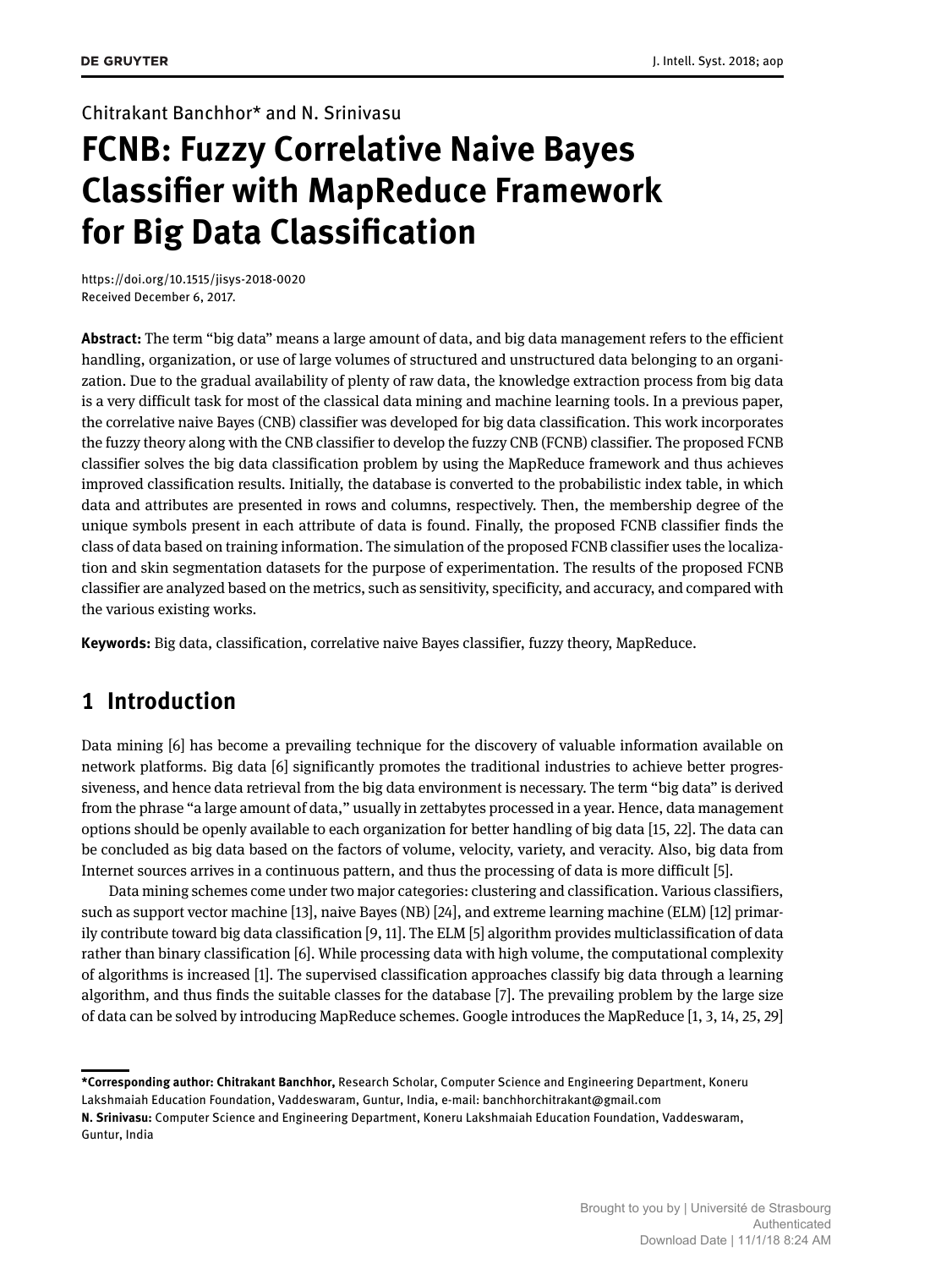Chitrakant Banchhor* and N. Srinivasu

# FCNB: Fuzzy Correlative Naive Bayes Classifier with MapReduce Framework for Big Data Classification

https://doi.org/10.1515/jisys-2018-0020
Received December 6, 2017.

**Abstract:** The term "big data" means a large amount of data, and big data management refers to the efficient handling, organization, or use of large volumes of structured and unstructured data belonging to an organization. Due to the gradual availability of plenty of raw data, the knowledge extraction process from big data is a very difficult task for most of the classical data mining and machine learning tools. In a previous paper, the correlative naive Bayes (CNB) classifier was developed for big data classification. This work incorporates the fuzzy theory along with the CNB classifier to develop the fuzzy CNB (FCNB) classifier. The proposed FCNB classifier solves the big data classification problem by using the MapReduce framework and thus achieves improved classification results. Initially, the database is converted to the probabilistic index table, in which data and attributes are presented in rows and columns, respectively. Then, the membership degree of the unique symbols present in each attribute of data is found. Finally, the proposed FCNB classifier finds the class of data based on training information. The simulation of the proposed FCNB classifier uses the localization and skin segmentation datasets for the purpose of experimentation. The results of the proposed FCNB classifier are analyzed based on the metrics, such as sensitivity, specificity, and accuracy, and compared with the various existing works.

**Keywords:** Big data, classification, correlative naive Bayes classifier, fuzzy theory, MapReduce.

## 1 Introduction

Data mining [6] has become a prevailing technique for the discovery of valuable information available on network platforms. Big data [6] significantly promotes the traditional industries to achieve better progressiveness, and hence data retrieval from the big data environment is necessary. The term "big data" is derived from the phrase "a large amount of data," usually in zettabytes processed in a year. Hence, data management options should be openly available to each organization for better handling of big data [15, 22]. The data can be concluded as big data based on the factors of volume, velocity, variety, and veracity. Also, big data from Internet sources arrives in a continuous pattern, and thus the processing of data is more difficult [5].

Data mining schemes come under two major categories: clustering and classification. Various classifiers, such as support vector machine [13], naive Bayes (NB) [24], and extreme learning machine (ELM) [12] primarily contribute toward big data classification [9, 11]. The ELM [5] algorithm provides multiclassification of data rather than binary classification [6]. While processing data with high volume, the computational complexity of algorithms is increased [1]. The supervised classification approaches classify big data through a learning algorithm, and thus finds the suitable classes for the database [7]. The prevailing problem by the large size of data can be solved by introducing MapReduce schemes. Google introduces the MapReduce [1, 3, 14, 25, 29]

**\*Corresponding author: Chitrakant Banchhor,** Research Scholar, Computer Science and Engineering Department, Koneru Lakshmaiah Education Foundation, Vaddeswaram, Guntur, India, e-mail: banchhorchitrakant@gmail.com
**N. Srinivasu:** Computer Science and Engineering Department, Koneru Lakshmaiah Education Foundation, Vaddeswaram, Guntur, India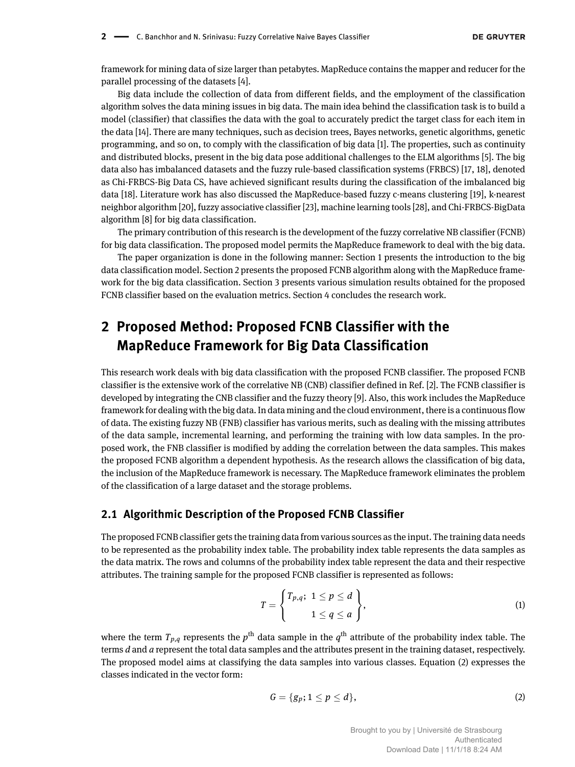framework for mining data of size larger than petabytes. MapReduce contains the mapper and reducer for the parallel processing of the datasets [4].

Big data include the collection of data from different fields, and the employment of the classification algorithm solves the data mining issues in big data. The main idea behind the classification task is to build a model (classifier) that classifies the data with the goal to accurately predict the target class for each item in the data [14]. There are many techniques, such as decision trees, Bayes networks, genetic algorithms, genetic programming, and so on, to comply with the classification of big data [1]. The properties, such as continuity and distributed blocks, present in the big data pose additional challenges to the ELM algorithms [5]. The big data also has imbalanced datasets and the fuzzy rule-based classification systems (FRBCS) [17, 18], denoted as Chi-FRBCS-Big Data CS, have achieved significant results during the classification of the imbalanced big data [18]. Literature work has also discussed the MapReduce-based fuzzy c-means clustering [19], k-nearest neighbor algorithm [20], fuzzy associative classifier [23], machine learning tools [28], and Chi-FRBCS-BigData algorithm [8] for big data classification.

The primary contribution of this research is the development of the fuzzy correlative NB classifier (FCNB) for big data classification. The proposed model permits the MapReduce framework to deal with the big data.

The paper organization is done in the following manner: Section 1 presents the introduction to the big data classification model. Section 2 presents the proposed FCNB algorithm along with the MapReduce framework for the big data classification. Section 3 presents various simulation results obtained for the proposed FCNB classifier based on the evaluation metrics. Section 4 concludes the research work.

## 2 Proposed Method: Proposed FCNB Classifier with the MapReduce Framework for Big Data Classification

This research work deals with big data classification with the proposed FCNB classifier. The proposed FCNB classifier is the extensive work of the correlative NB (CNB) classifier defined in Ref. [2]. The FCNB classifier is developed by integrating the CNB classifier and the fuzzy theory [9]. Also, this work includes the MapReduce framework for dealing with the big data. In data mining and the cloud environment, there is a continuous flow of data. The existing fuzzy NB (FNB) classifier has various merits, such as dealing with the missing attributes of the data sample, incremental learning, and performing the training with low data samples. In the proposed work, the FNB classifier is modified by adding the correlation between the data samples. This makes the proposed FCNB algorithm a dependent hypothesis. As the research allows the classification of big data, the inclusion of the MapReduce framework is necessary. The MapReduce framework eliminates the problem of the classification of a large dataset and the storage problems.

### 2.1 Algorithmic Description of the Proposed FCNB Classifier

The proposed FCNB classifier gets the training data from various sources as the input. The training data needs to be represented as the probability index table. The probability index table represents the data samples as the data matrix. The rows and columns of the probability index table represent the data and their respective attributes. The training sample for the proposed FCNB classifier is represented as follows:

$$T = \left\{ \begin{matrix} T_{p,q};\ 1 \le p \le d \\ 1 \le q \le a \end{matrix} \right\}, \tag{1}$$

where the term $T_{p,q}$ represents the $p^{\text{th}}$ data sample in the $q^{\text{th}}$ attribute of the probability index table. The terms $d$ and $a$ represent the total data samples and the attributes present in the training dataset, respectively. The proposed model aims at classifying the data samples into various classes. Equation (2) expresses the classes indicated in the vector form:

$$G = \{g_p; 1 \le p \le d\}, \tag{2}$$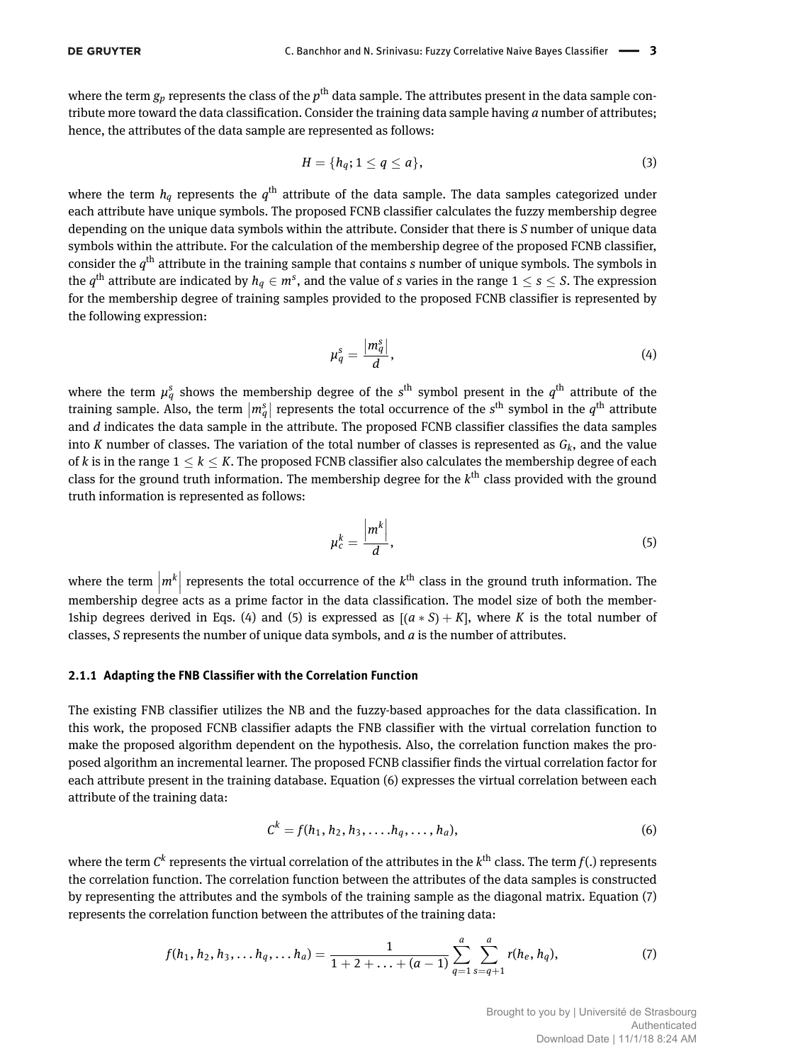where the term $g_p$ represents the class of the $p^{\text{th}}$ data sample. The attributes present in the data sample contribute more toward the data classification. Consider the training data sample having $a$ number of attributes; hence, the attributes of the data sample are represented as follows:

$$H = \{h_q; 1 \le q \le a\}, \tag{3}$$

where the term $h_q$ represents the $q^{\text{th}}$ attribute of the data sample. The data samples categorized under each attribute have unique symbols. The proposed FCNB classifier calculates the fuzzy membership degree depending on the unique data symbols within the attribute. Consider that there is $S$ number of unique data symbols within the attribute. For the calculation of the membership degree of the proposed FCNB classifier, consider the $q^{\text{th}}$ attribute in the training sample that contains $s$ number of unique symbols. The symbols in the $q^{\text{th}}$ attribute are indicated by $h_q \in m^s$, and the value of $s$ varies in the range $1 \le s \le S$. The expression for the membership degree of training samples provided to the proposed FCNB classifier is represented by the following expression:

$$\mu_q^s = \frac{\left|m_q^s\right|}{d}, \tag{4}$$

where the term $\mu_q^s$ shows the membership degree of the $s^{\text{th}}$ symbol present in the $q^{\text{th}}$ attribute of the training sample. Also, the term $\left|m_q^s\right|$ represents the total occurrence of the $s^{\text{th}}$ symbol in the $q^{\text{th}}$ attribute and $d$ indicates the data sample in the attribute. The proposed FCNB classifier classifies the data samples into $K$ number of classes. The variation of the total number of classes is represented as $G_k$, and the value of $k$ is in the range $1 \le k \le K$. The proposed FCNB classifier also calculates the membership degree of each class for the ground truth information. The membership degree for the $k^{\text{th}}$ class provided with the ground truth information is represented as follows:

$$\mu_c^k = \frac{\left|m^k\right|}{d}, \tag{5}$$

where the term $\left|m^k\right|$ represents the total occurrence of the $k^{\text{th}}$ class in the ground truth information. The membership degree acts as a prime factor in the data classification. The model size of both the member-1ship degrees derived in Eqs. (4) and (5) is expressed as $[(a * S) + K]$, where $K$ is the total number of classes, $S$ represents the number of unique data symbols, and $a$ is the number of attributes.

### 2.1.1 Adapting the FNB Classifier with the Correlation Function

The existing FNB classifier utilizes the NB and the fuzzy-based approaches for the data classification. In this work, the proposed FCNB classifier adapts the FNB classifier with the virtual correlation function to make the proposed algorithm dependent on the hypothesis. Also, the correlation function makes the proposed algorithm an incremental learner. The proposed FCNB classifier finds the virtual correlation factor for each attribute present in the training database. Equation (6) expresses the virtual correlation between each attribute of the training data:

$$C^k = f(h_1, h_2, h_3, \ldots . h_q, \ldots, h_a), \tag{6}$$

where the term $C^k$ represents the virtual correlation of the attributes in the $k^{\text{th}}$ class. The term $f(.)$ represents the correlation function. The correlation function between the attributes of the data samples is constructed by representing the attributes and the symbols of the training sample as the diagonal matrix. Equation (7) represents the correlation function between the attributes of the training data:

$$f(h_1, h_2, h_3, \ldots h_q, \ldots h_a) = \frac{1}{1 + 2 + \ldots + (a-1)} \sum_{q=1}^{a} \sum_{s=q+1}^{a} r(h_e, h_q), \tag{7}$$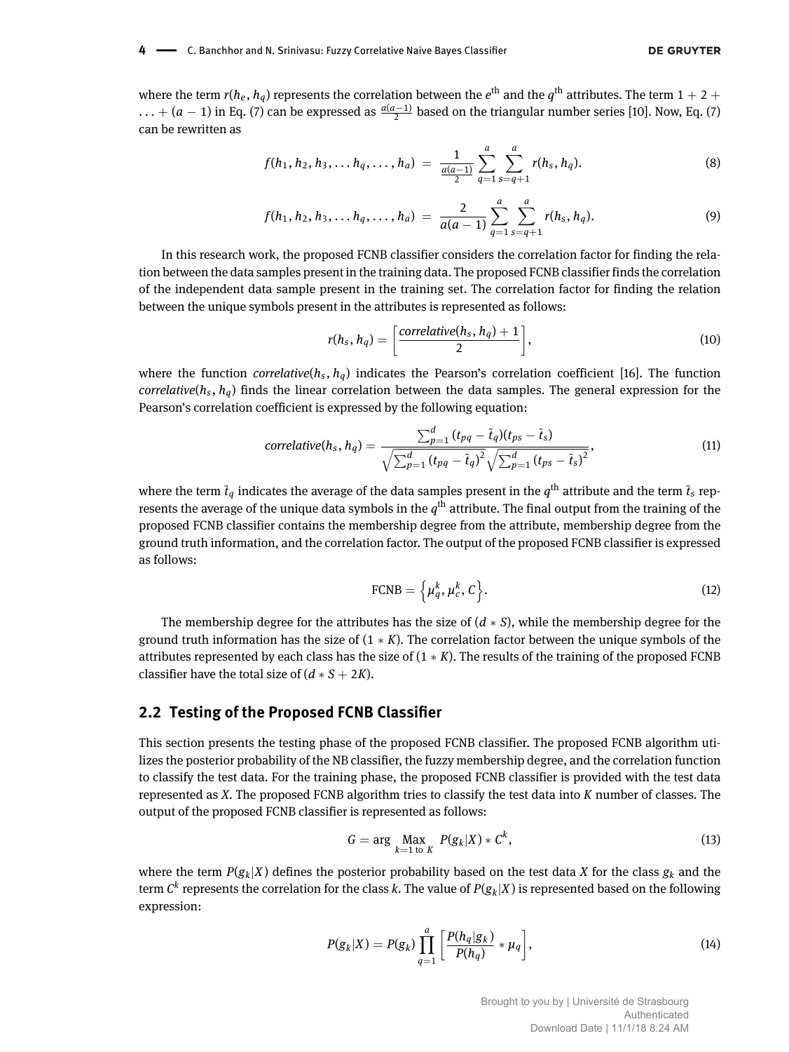where the term $r(h_e, h_q)$ represents the correlation between the $e^{\text{th}}$ and the $q^{\text{th}}$ attributes. The term $1 + 2 + \ldots + (a-1)$ in Eq. (7) can be expressed as $\frac{a(a-1)}{2}$ based on the triangular number series [10]. Now, Eq. (7) can be rewritten as

$$f(h_1, h_2, h_3, \ldots h_q, \ldots, h_a) = \frac{1}{\frac{a(a-1)}{2}} \sum_{q=1}^{a} \sum_{s=q+1}^{a} r(h_s, h_q). \tag{8}$$

$$f(h_1, h_2, h_3, \ldots h_q, \ldots, h_a) = \frac{2}{a(a-1)} \sum_{q=1}^{a} \sum_{s=q+1}^{a} r(h_s, h_q). \tag{9}$$

In this research work, the proposed FCNB classifier considers the correlation factor for finding the relation between the data samples present in the training data. The proposed FCNB classifier finds the correlation of the independent data sample present in the training set. The correlation factor for finding the relation between the unique symbols present in the attributes is represented as follows:

$$r(h_s, h_q) = \left[\frac{correlative(h_s, h_q) + 1}{2}\right], \tag{10}$$

where the function $correlative(h_s, h_q)$ indicates the Pearson's correlation coefficient [16]. The function $correlative(h_s, h_q)$ finds the linear correlation between the data samples. The general expression for the Pearson's correlation coefficient is expressed by the following equation:

$$correlative(h_s, h_q) = \frac{\sum_{p=1}^{d} (t_{pq} - \bar{t}_q)(t_{ps} - \bar{t}_s)}{\sqrt{\sum_{p=1}^{d} (t_{pq} - \bar{t}_q)^2} \sqrt{\sum_{p=1}^{d} (t_{ps} - \bar{t}_s)^2}}, \tag{11}$$

where the term $\bar{t}_q$ indicates the average of the data samples present in the $q^{\text{th}}$ attribute and the term $\bar{t}_s$ represents the average of the unique data symbols in the $q^{\text{th}}$ attribute. The final output from the training of the proposed FCNB classifier contains the membership degree from the attribute, membership degree from the ground truth information, and the correlation factor. The output of the proposed FCNB classifier is expressed as follows:

$$\text{FCNB} = \left\{\mu_q^k, \mu_c^k, C\right\}. \tag{12}$$

The membership degree for the attributes has the size of $(d * S)$, while the membership degree for the ground truth information has the size of $(1 * K)$. The correlation factor between the unique symbols of the attributes represented by each class has the size of $(1 * K)$. The results of the training of the proposed FCNB classifier have the total size of $(d * S + 2K)$.

## 2.2 Testing of the Proposed FCNB Classifier

This section presents the testing phase of the proposed FCNB classifier. The proposed FCNB algorithm utilizes the posterior probability of the NB classifier, the fuzzy membership degree, and the correlation function to classify the test data. For the training phase, the proposed FCNB classifier is provided with the test data represented as $X$. The proposed FCNB algorithm tries to classify the test data into $K$ number of classes. The output of the proposed FCNB classifier is represented as follows:

$$G = \arg \underset{k=1 \text{ to } K}{\text{Max}} \; P(g_k|X) * C^k, \tag{13}$$

where the term $P(g_k|X)$ defines the posterior probability based on the test data $X$ for the class $g_k$ and the term $C^k$ represents the correlation for the class $k$. The value of $P(g_k|X)$ is represented based on the following expression:

$$P(g_k|X) = P(g_k) \prod_{q=1}^{a} \left[\frac{P(h_q|g_k)}{P(h_q)} * \mu_q\right], \tag{14}$$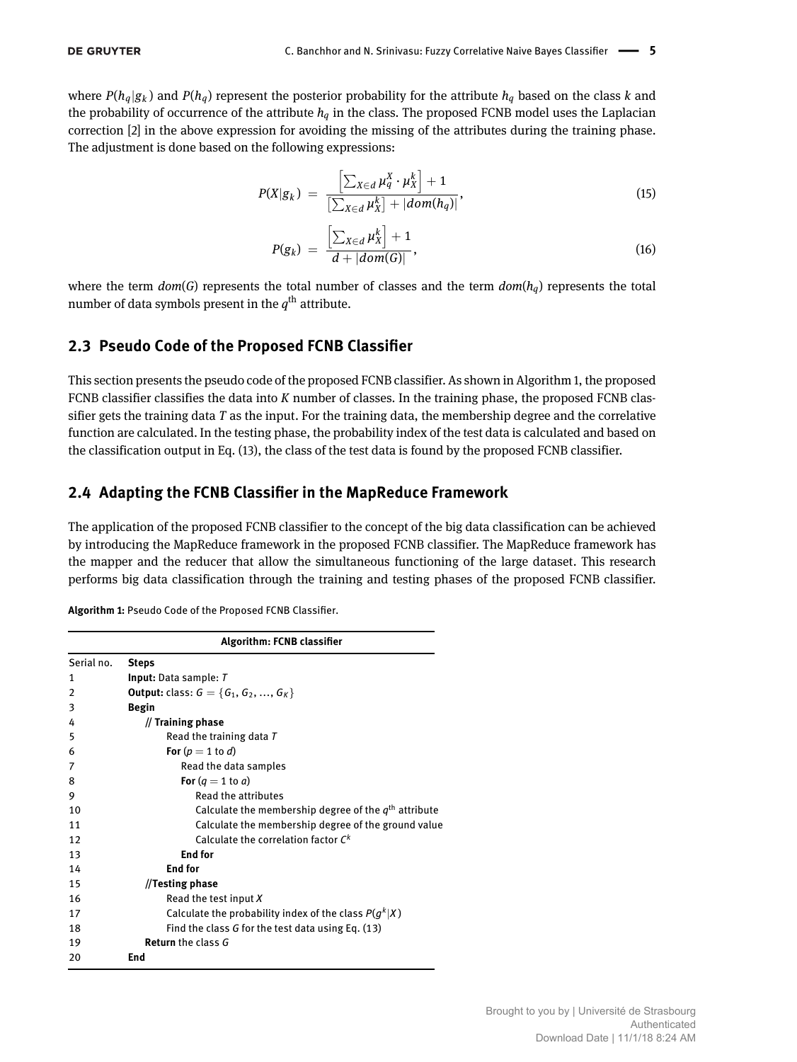where $P(h_q|g_k)$ and $P(h_q)$ represent the posterior probability for the attribute $h_q$ based on the class $k$ and the probability of occurrence of the attribute $h_q$ in the class. The proposed FCNB model uses the Laplacian correction [2] in the above expression for avoiding the missing of the attributes during the training phase. The adjustment is done based on the following expressions:

$$P(X|g_k) = \frac{\left[\sum_{X \in d} \mu_q^X \cdot \mu_X^k\right] + 1}{\left[\sum_{X \in d} \mu_X^k\right] + |dom(h_q)|}, \tag{15}$$

$$P(g_k) = \frac{\left[\sum_{X \in d} \mu_X^k\right] + 1}{d + |dom(G)|}, \tag{16}$$

where the term $dom(G)$ represents the total number of classes and the term $dom(h_q)$ represents the total number of data symbols present in the $q^{\text{th}}$ attribute.

## 2.3 Pseudo Code of the Proposed FCNB Classifier

This section presents the pseudo code of the proposed FCNB classifier. As shown in Algorithm 1, the proposed FCNB classifier classifies the data into $K$ number of classes. In the training phase, the proposed FCNB classifier gets the training data $T$ as the input. For the training data, the membership degree and the correlative function are calculated. In the testing phase, the probability index of the test data is calculated and based on the classification output in Eq. (13), the class of the test data is found by the proposed FCNB classifier.

## 2.4 Adapting the FCNB Classifier in the MapReduce Framework

The application of the proposed FCNB classifier to the concept of the big data classification can be achieved by introducing the MapReduce framework in the proposed FCNB classifier. The MapReduce framework has the mapper and the reducer that allow the simultaneous functioning of the large dataset. This research performs big data classification through the training and testing phases of the proposed FCNB classifier.

**Algorithm 1:** Pseudo Code of the Proposed FCNB Classifier.

| Serial no. | Steps |
|---|---|
| 1 | **Input:** Data sample: $T$ |
| 2 | **Output:** class: $G = \{G_1, G_2, \ldots, G_K\}$ |
| 3 | **Begin** |
| 4 | // **Training phase** |
| 5 | Read the training data $T$ |
| 6 | **For** ($p = 1$ to $d$) |
| 7 | Read the data samples |
| 8 | **For** ($q = 1$ to $a$) |
| 9 | Read the attributes |
| 10 | Calculate the membership degree of the $q^{\text{th}}$ attribute |
| 11 | Calculate the membership degree of the ground value |
| 12 | Calculate the correlation factor $C^k$ |
| 13 | **End for** |
| 14 | **End for** |
| 15 | //**Testing phase** |
| 16 | Read the test input $X$ |
| 17 | Calculate the probability index of the class $P(g^k|X)$ |
| 18 | Find the class $G$ for the test data using Eq. (13) |
| 19 | **Return** the class $G$ |
| 20 | **End** |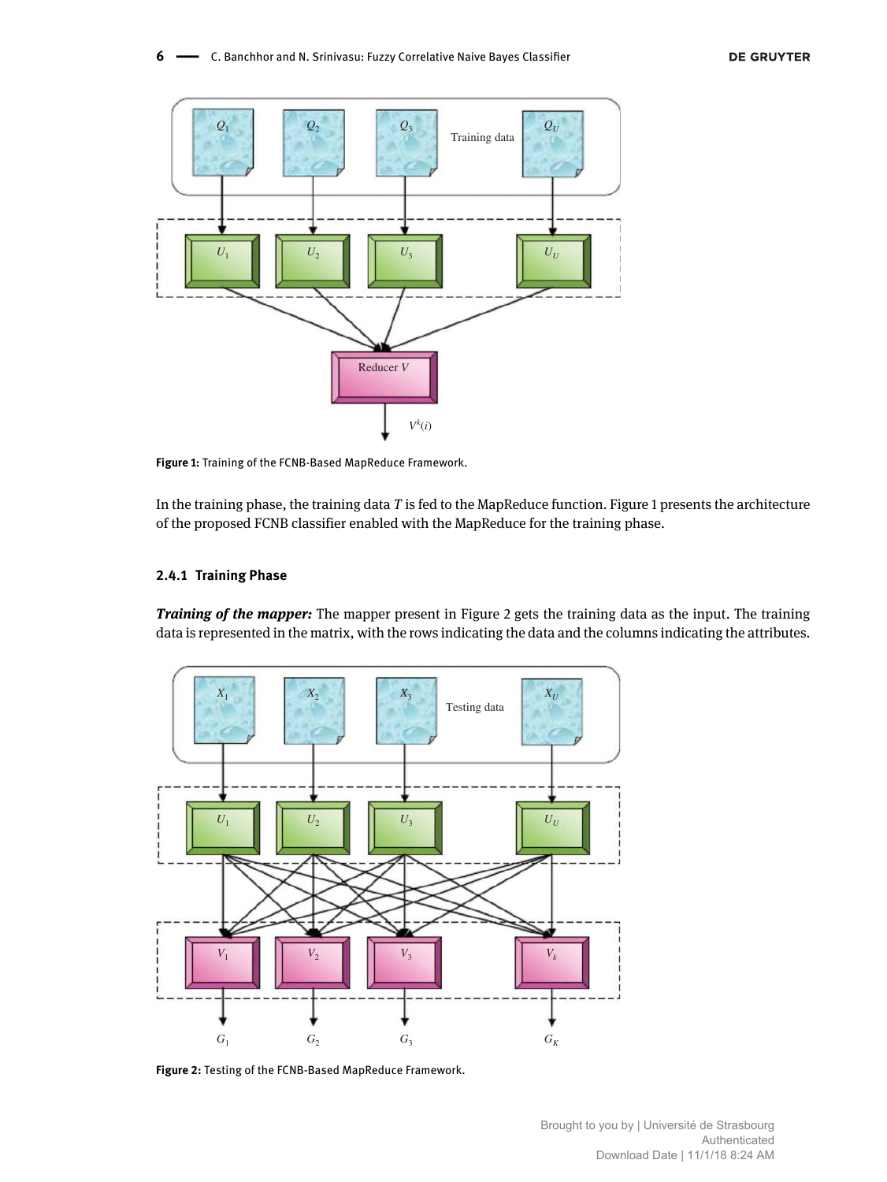Training data

$Q_1$ $Q_2$ $Q_3$ $Q_U$

$U_1$ $U_2$ $U_3$ $U_U$

Reducer $V$

$V^k(i)$

**Figure 1:** Training of the FCNB-Based MapReduce Framework.

In the training phase, the training data $T$ is fed to the MapReduce function. Figure 1 presents the architecture of the proposed FCNB classifier enabled with the MapReduce for the training phase.

### 2.4.1 Training Phase

***Training of the mapper:*** The mapper present in Figure 2 gets the training data as the input. The training data is represented in the matrix, with the rows indicating the data and the columns indicating the attributes.

Testing data

$X_1$ $X_2$ $X_3$ $X_U$

$U_1$ $U_2$ $U_3$ $U_U$

$V_1$ $V_2$ $V_3$ $V_k$

$G_1$ $G_2$ $G_3$ $G_K$

**Figure 2:** Testing of the FCNB-Based MapReduce Framework.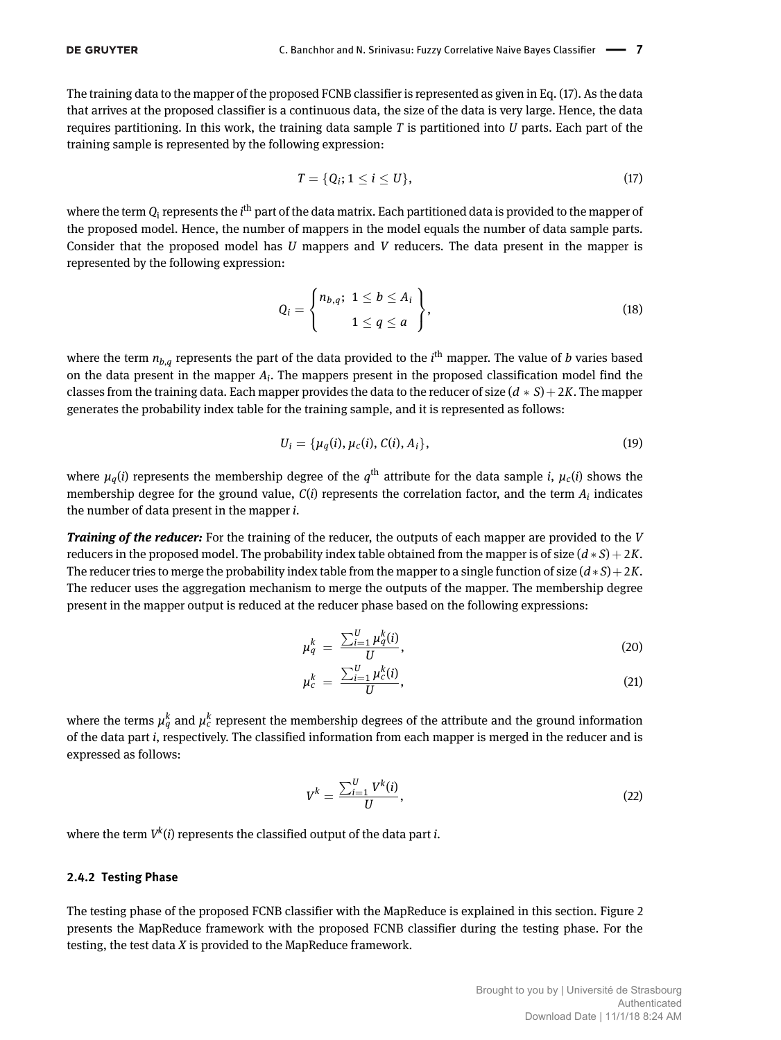The training data to the mapper of the proposed FCNB classifier is represented as given in Eq. (17). As the data that arrives at the proposed classifier is a continuous data, the size of the data is very large. Hence, the data requires partitioning. In this work, the training data sample $T$ is partitioned into $U$ parts. Each part of the training sample is represented by the following expression:

$$T = \{Q_i; 1 \leq i \leq U\}, \tag{17}$$

where the term $Q_i$ represents the $i^{\text{th}}$ part of the data matrix. Each partitioned data is provided to the mapper of the proposed model. Hence, the number of mappers in the model equals the number of data sample parts. Consider that the proposed model has $U$ mappers and $V$ reducers. The data present in the mapper is represented by the following expression:

$$Q_i = \left\{ \begin{matrix} n_{b,q}; \ 1 \leq b \leq A_i \\ 1 \leq q \leq a \end{matrix} \right\}, \tag{18}$$

where the term $n_{b,q}$ represents the part of the data provided to the $i^{\text{th}}$ mapper. The value of $b$ varies based on the data present in the mapper $A_i$. The mappers present in the proposed classification model find the classes from the training data. Each mapper provides the data to the reducer of size $(d * S) + 2K$. The mapper generates the probability index table for the training sample, and it is represented as follows:

$$U_i = \{\mu_q(i), \mu_c(i), C(i), A_i\}, \tag{19}$$

where $\mu_q(i)$ represents the membership degree of the $q^{\text{th}}$ attribute for the data sample $i$, $\mu_c(i)$ shows the membership degree for the ground value, $C(i)$ represents the correlation factor, and the term $A_i$ indicates the number of data present in the mapper $i$.

***Training of the reducer:*** For the training of the reducer, the outputs of each mapper are provided to the $V$ reducers in the proposed model. The probability index table obtained from the mapper is of size $(d * S) + 2K$. The reducer tries to merge the probability index table from the mapper to a single function of size $(d * S) + 2K$. The reducer uses the aggregation mechanism to merge the outputs of the mapper. The membership degree present in the mapper output is reduced at the reducer phase based on the following expressions:

$$\mu_q^k = \frac{\sum_{i=1}^{U} \mu_q^k(i)}{U}, \tag{20}$$

$$\mu_c^k = \frac{\sum_{i=1}^{U} \mu_c^k(i)}{U}, \tag{21}$$

where the terms $\mu_q^k$ and $\mu_c^k$ represent the membership degrees of the attribute and the ground information of the data part $i$, respectively. The classified information from each mapper is merged in the reducer and is expressed as follows:

$$V^k = \frac{\sum_{i=1}^{U} V^k(i)}{U}, \tag{22}$$

where the term $V^k(i)$ represents the classified output of the data part $i$.

### 2.4.2 Testing Phase

The testing phase of the proposed FCNB classifier with the MapReduce is explained in this section. Figure 2 presents the MapReduce framework with the proposed FCNB classifier during the testing phase. For the testing, the test data $X$ is provided to the MapReduce framework.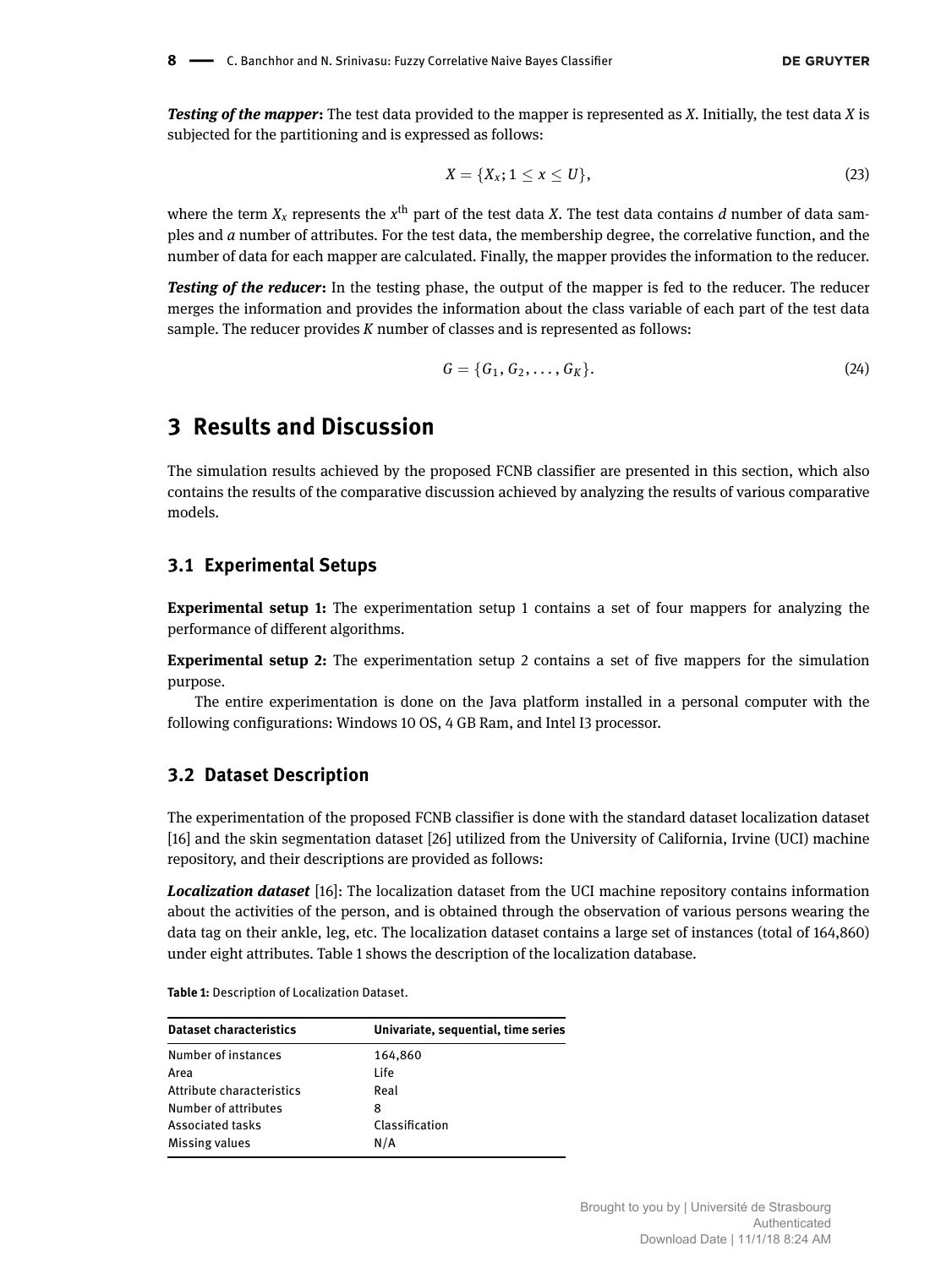***Testing of the mapper*:** The test data provided to the mapper is represented as $X$. Initially, the test data $X$ is subjected for the partitioning and is expressed as follows:

$$X = \{X_x; 1 \le x \le U\}, \tag{23}$$

where the term $X_x$ represents the $x^{\text{th}}$ part of the test data $X$. The test data contains $d$ number of data samples and $a$ number of attributes. For the test data, the membership degree, the correlative function, and the number of data for each mapper are calculated. Finally, the mapper provides the information to the reducer.

***Testing of the reducer*:** In the testing phase, the output of the mapper is fed to the reducer. The reducer merges the information and provides the information about the class variable of each part of the test data sample. The reducer provides $K$ number of classes and is represented as follows:

$$G = \{G_1, G_2, \ldots, G_K\}. \tag{24}$$

# 3 Results and Discussion

The simulation results achieved by the proposed FCNB classifier are presented in this section, which also contains the results of the comparative discussion achieved by analyzing the results of various comparative models.

## 3.1 Experimental Setups

**Experimental setup 1:** The experimentation setup 1 contains a set of four mappers for analyzing the performance of different algorithms.

**Experimental setup 2:** The experimentation setup 2 contains a set of five mappers for the simulation purpose.

The entire experimentation is done on the Java platform installed in a personal computer with the following configurations: Windows 10 OS, 4 GB Ram, and Intel I3 processor.

## 3.2 Dataset Description

The experimentation of the proposed FCNB classifier is done with the standard dataset localization dataset [16] and the skin segmentation dataset [26] utilized from the University of California, Irvine (UCI) machine repository, and their descriptions are provided as follows:

***Localization dataset*** [16]: The localization dataset from the UCI machine repository contains information about the activities of the person, and is obtained through the observation of various persons wearing the data tag on their ankle, leg, etc. The localization dataset contains a large set of instances (total of 164,860) under eight attributes. Table 1 shows the description of the localization database.

**Table 1:** Description of Localization Dataset.

| Dataset characteristics | Univariate, sequential, time series |
|---|---|
| Number of instances | 164,860 |
| Area | Life |
| Attribute characteristics | Real |
| Number of attributes | 8 |
| Associated tasks | Classification |
| Missing values | N/A |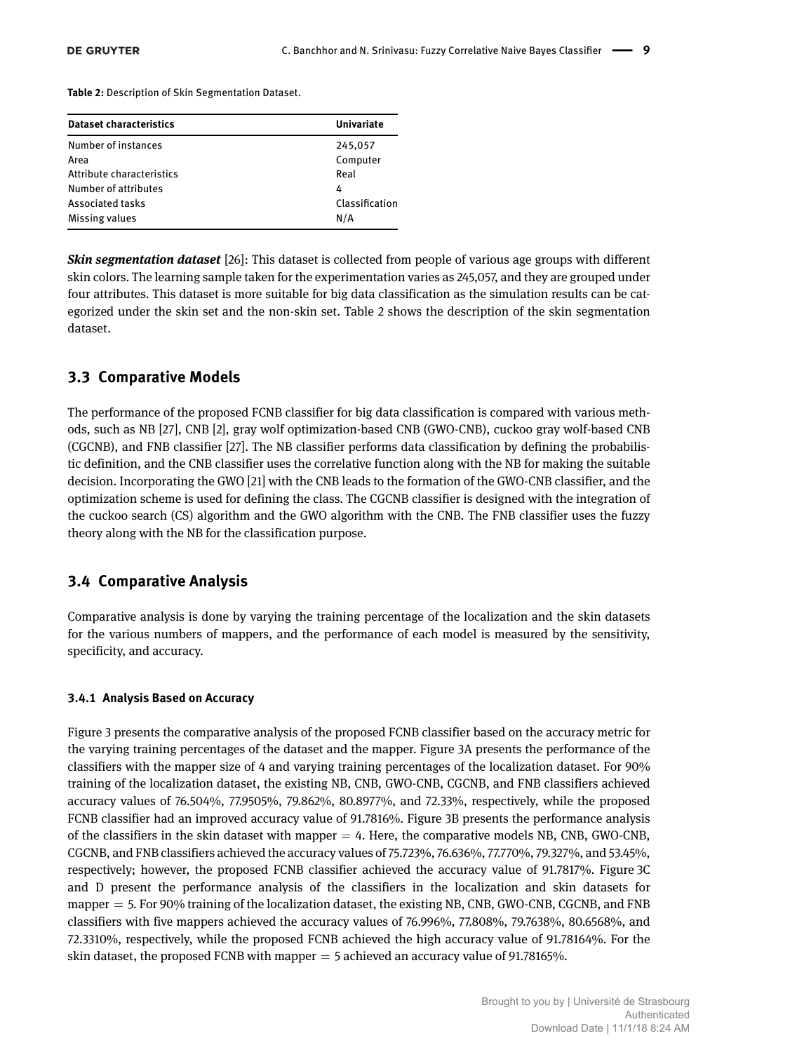**Table 2:** Description of Skin Segmentation Dataset.

| Dataset characteristics | Univariate |
|---|---|
| Number of instances | 245,057 |
| Area | Computer |
| Attribute characteristics | Real |
| Number of attributes | 4 |
| Associated tasks | Classification |
| Missing values | N/A |

***Skin segmentation dataset*** [26]: This dataset is collected from people of various age groups with different skin colors. The learning sample taken for the experimentation varies as 245,057, and they are grouped under four attributes. This dataset is more suitable for big data classification as the simulation results can be categorized under the skin set and the non-skin set. Table 2 shows the description of the skin segmentation dataset.

## 3.3 Comparative Models

The performance of the proposed FCNB classifier for big data classification is compared with various methods, such as NB [27], CNB [2], gray wolf optimization-based CNB (GWO-CNB), cuckoo gray wolf-based CNB (CGCNB), and FNB classifier [27]. The NB classifier performs data classification by defining the probabilistic definition, and the CNB classifier uses the correlative function along with the NB for making the suitable decision. Incorporating the GWO [21] with the CNB leads to the formation of the GWO-CNB classifier, and the optimization scheme is used for defining the class. The CGCNB classifier is designed with the integration of the cuckoo search (CS) algorithm and the GWO algorithm with the CNB. The FNB classifier uses the fuzzy theory along with the NB for the classification purpose.

## 3.4 Comparative Analysis

Comparative analysis is done by varying the training percentage of the localization and the skin datasets for the various numbers of mappers, and the performance of each model is measured by the sensitivity, specificity, and accuracy.

### 3.4.1 Analysis Based on Accuracy

Figure 3 presents the comparative analysis of the proposed FCNB classifier based on the accuracy metric for the varying training percentages of the dataset and the mapper. Figure 3A presents the performance of the classifiers with the mapper size of 4 and varying training percentages of the localization dataset. For 90% training of the localization dataset, the existing NB, CNB, GWO-CNB, CGCNB, and FNB classifiers achieved accuracy values of 76.504%, 77.9505%, 79.862%, 80.8977%, and 72.33%, respectively, while the proposed FCNB classifier had an improved accuracy value of 91.7816%. Figure 3B presents the performance analysis of the classifiers in the skin dataset with mapper = 4. Here, the comparative models NB, CNB, GWO-CNB, CGCNB, and FNB classifiers achieved the accuracy values of 75.723%, 76.636%, 77.770%, 79.327%, and 53.45%, respectively; however, the proposed FCNB classifier achieved the accuracy value of 91.7817%. Figure 3C and D present the performance analysis of the classifiers in the localization and skin datasets for mapper = 5. For 90% training of the localization dataset, the existing NB, CNB, GWO-CNB, CGCNB, and FNB classifiers with five mappers achieved the accuracy values of 76.996%, 77.808%, 79.7638%, 80.6568%, and 72.3310%, respectively, while the proposed FCNB achieved the high accuracy value of 91.78164%. For the skin dataset, the proposed FCNB with mapper = 5 achieved an accuracy value of 91.78165%.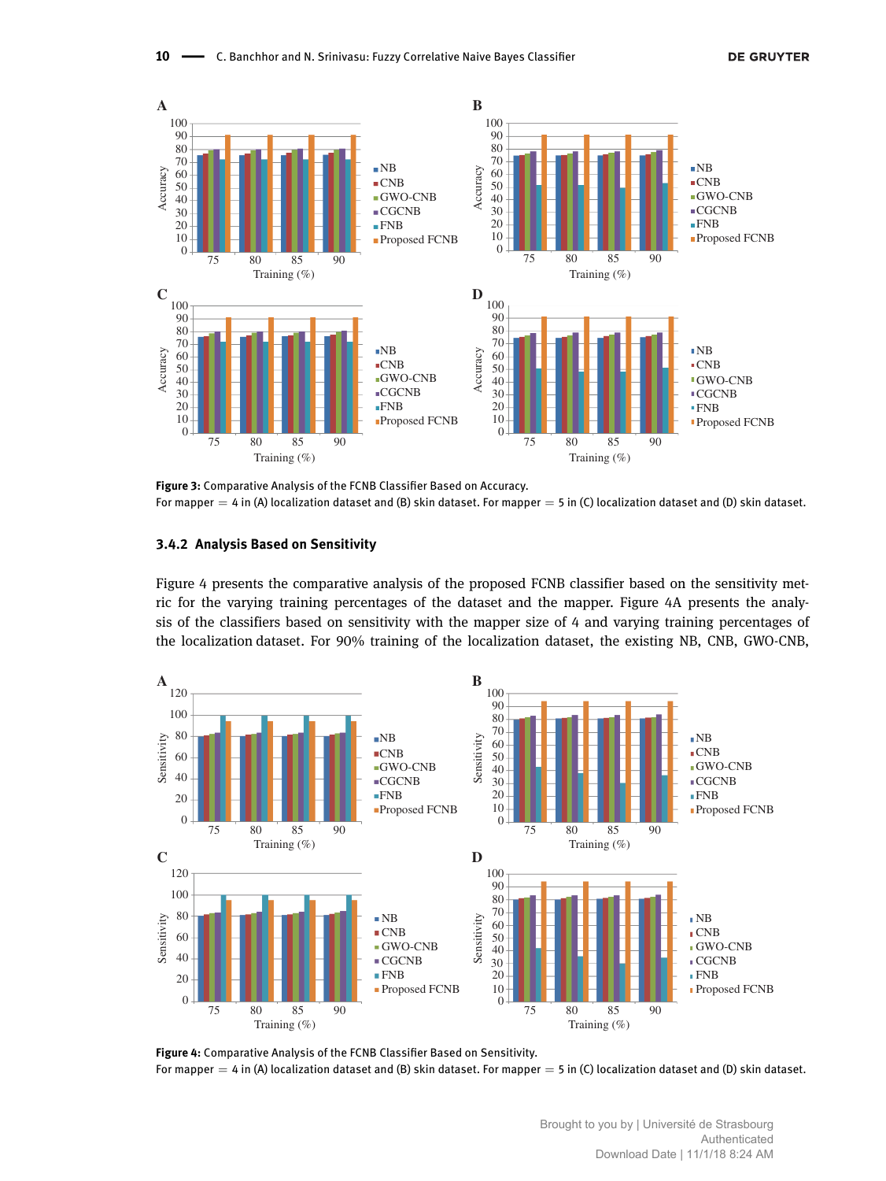A

100
90
80
70
60
50
40
30
20
10
0

Accuracy

75 80 85 90

Training (%)

NB
CNB
GWO-CNB
CGCNB
FNB
Proposed FCNB

B

100
90
80
70
60
50
40
30
20
10
0

Accuracy

75 80 85 90

Training (%)

NB
CNB
GWO-CNB
CGCNB
FNB
Proposed FCNB

C

100
90
80
70
60
50
40
30
20
10
0

Accuracy

75 80 85 90

Training (%)

NB
CNB
GWO-CNB
CGCNB
FNB
Proposed FCNB

D

100
90
80
70
60
50
40
30
20
10
0

Accuracy

75 80 85 90

Training (%)

NB
CNB
GWO-CNB
CGCNB
FNB
Proposed FCNB

**Figure 3:** Comparative Analysis of the FCNB Classifier Based on Accuracy.
For mapper = 4 in (A) localization dataset and (B) skin dataset. For mapper = 5 in (C) localization dataset and (D) skin dataset.

### 3.4.2 Analysis Based on Sensitivity

Figure 4 presents the comparative analysis of the proposed FCNB classifier based on the sensitivity metric for the varying training percentages of the dataset and the mapper. Figure 4A presents the analysis of the classifiers based on sensitivity with the mapper size of 4 and varying training percentages of the localization dataset. For 90% training of the localization dataset, the existing NB, CNB, GWO-CNB,

A

120
100
80
60
40
20
0

Sensitivity

75 80 85 90

Training (%)

NB
CNB
GWO-CNB
CGCNB
FNB
Proposed FCNB

B

100
90
80
70
60
50
40
30
20
10
0

Sensitivity

75 80 85 90

Training (%)

NB
CNB
GWO-CNB
CGCNB
FNB
Proposed FCNB

C

120
100
80
60
40
20
0

Sensitivity

75 80 85 90

Training (%)

NB
CNB
GWO-CNB
CGCNB
FNB
Proposed FCNB

D

100
90
80
70
60
50
40
30
20
10
0

Sensitivity

75 80 85 90

Training (%)

NB
CNB
GWO-CNB
CGCNB
FNB
Proposed FCNB

**Figure 4:** Comparative Analysis of the FCNB Classifier Based on Sensitivity.
For mapper = 4 in (A) localization dataset and (B) skin dataset. For mapper = 5 in (C) localization dataset and (D) skin dataset.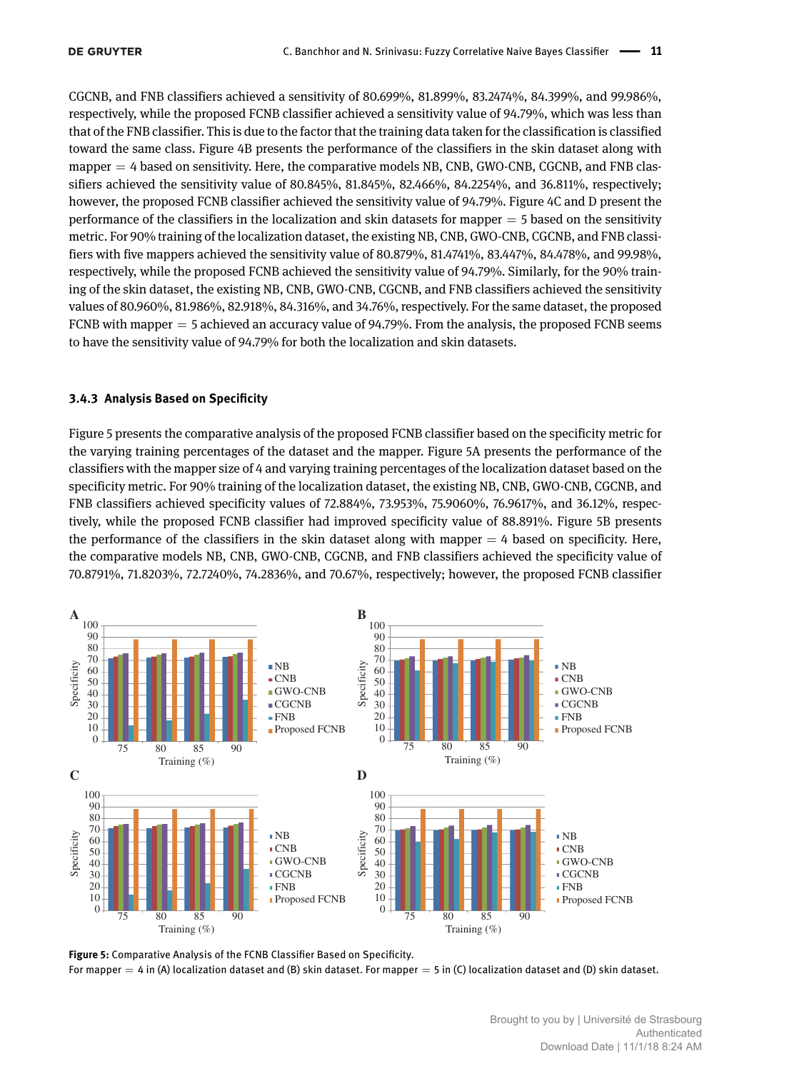CGCNB, and FNB classifiers achieved a sensitivity of 80.699%, 81.899%, 83.2474%, 84.399%, and 99.986%, respectively, while the proposed FCNB classifier achieved a sensitivity value of 94.79%, which was less than that of the FNB classifier. This is due to the factor that the training data taken for the classification is classified toward the same class. Figure 4B presents the performance of the classifiers in the skin dataset along with mapper = 4 based on sensitivity. Here, the comparative models NB, CNB, GWO-CNB, CGCNB, and FNB classifiers achieved the sensitivity value of 80.845%, 81.845%, 82.466%, 84.2254%, and 36.811%, respectively; however, the proposed FCNB classifier achieved the sensitivity value of 94.79%. Figure 4C and D present the performance of the classifiers in the localization and skin datasets for mapper = 5 based on the sensitivity metric. For 90% training of the localization dataset, the existing NB, CNB, GWO-CNB, CGCNB, and FNB classifiers with five mappers achieved the sensitivity value of 80.879%, 81.4741%, 83.447%, 84.478%, and 99.98%, respectively, while the proposed FCNB achieved the sensitivity value of 94.79%. Similarly, for the 90% training of the skin dataset, the existing NB, CNB, GWO-CNB, CGCNB, and FNB classifiers achieved the sensitivity values of 80.960%, 81.986%, 82.918%, 84.316%, and 34.76%, respectively. For the same dataset, the proposed FCNB with mapper = 5 achieved an accuracy value of 94.79%. From the analysis, the proposed FCNB seems to have the sensitivity value of 94.79% for both the localization and skin datasets.

### 3.4.3 Analysis Based on Specificity

Figure 5 presents the comparative analysis of the proposed FCNB classifier based on the specificity metric for the varying training percentages of the dataset and the mapper. Figure 5A presents the performance of the classifiers with the mapper size of 4 and varying training percentages of the localization dataset based on the specificity metric. For 90% training of the localization dataset, the existing NB, CNB, GWO-CNB, CGCNB, and FNB classifiers achieved specificity values of 72.884%, 73.953%, 75.9060%, 76.9617%, and 36.12%, respectively, while the proposed FCNB classifier had improved specificity value of 88.891%. Figure 5B presents the performance of the classifiers in the skin dataset along with mapper = 4 based on specificity. Here, the comparative models NB, CNB, GWO-CNB, CGCNB, and FNB classifiers achieved the specificity value of 70.8791%, 71.8203%, 72.7240%, 74.2836%, and 70.67%, respectively; however, the proposed FCNB classifier

A
Specificity
100
90
80
70
60
50
40
30
20
10
0
75 80 85 90
Training (%)
NB
CNB
GWO-CNB
CGCNB
FNB
Proposed FCNB

B
Specificity
100
90
80
70
60
50
40
30
20
10
0
75 80 85 90
Training (%)
NB
CNB
GWO-CNB
CGCNB
FNB
Proposed FCNB

C
Specificity
100
90
80
70
60
50
40
30
20
10
0
75 80 85 90
Training (%)
NB
CNB
GWO-CNB
CGCNB
FNB
Proposed FCNB

D
Specificity
100
90
80
70
60
50
40
30
20
10
0
75 80 85 90
Training (%)
NB
CNB
GWO-CNB
CGCNB
FNB
Proposed FCNB

**Figure 5:** Comparative Analysis of the FCNB Classifier Based on Specificity.
For mapper = 4 in (A) localization dataset and (B) skin dataset. For mapper = 5 in (C) localization dataset and (D) skin dataset.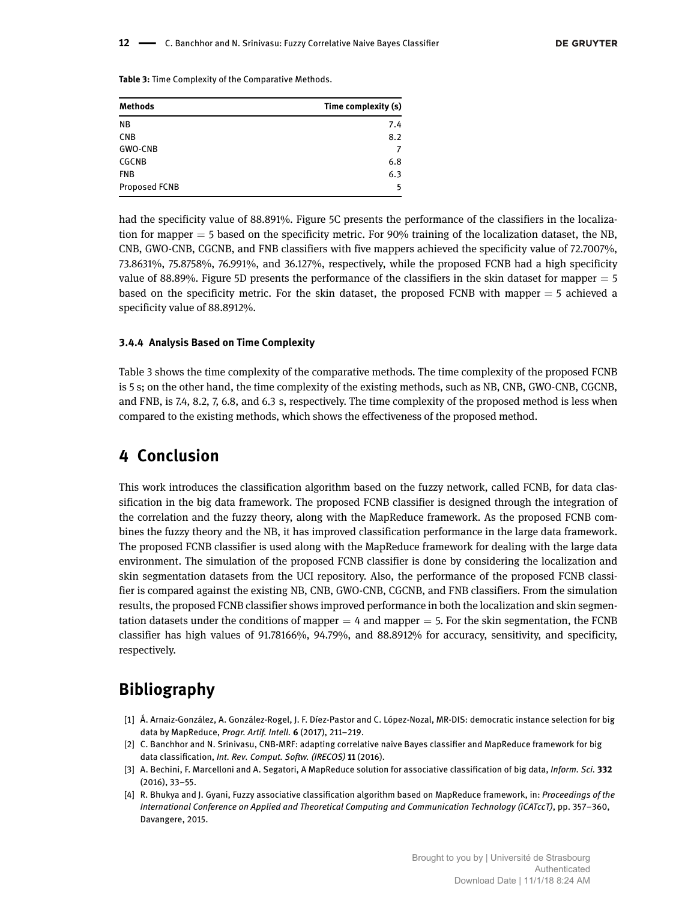**Table 3:** Time Complexity of the Comparative Methods.

| Methods | Time complexity (s) |
|---|---|
| NB | 7.4 |
| CNB | 8.2 |
| GWO-CNB | 7 |
| CGCNB | 6.8 |
| FNB | 6.3 |
| Proposed FCNB | 5 |

had the specificity value of 88.891%. Figure 5C presents the performance of the classifiers in the localization for mapper = 5 based on the specificity metric. For 90% training of the localization dataset, the NB, CNB, GWO-CNB, CGCNB, and FNB classifiers with five mappers achieved the specificity value of 72.7007%, 73.8631%, 75.8758%, 76.991%, and 36.127%, respectively, while the proposed FCNB had a high specificity value of 88.89%. Figure 5D presents the performance of the classifiers in the skin dataset for mapper = 5 based on the specificity metric. For the skin dataset, the proposed FCNB with mapper = 5 achieved a specificity value of 88.8912%.

### 3.4.4 Analysis Based on Time Complexity

Table 3 shows the time complexity of the comparative methods. The time complexity of the proposed FCNB is 5 s; on the other hand, the time complexity of the existing methods, such as NB, CNB, GWO-CNB, CGCNB, and FNB, is 7.4, 8.2, 7, 6.8, and 6.3 s, respectively. The time complexity of the proposed method is less when compared to the existing methods, which shows the effectiveness of the proposed method.

## 4 Conclusion

This work introduces the classification algorithm based on the fuzzy network, called FCNB, for data classification in the big data framework. The proposed FCNB classifier is designed through the integration of the correlation and the fuzzy theory, along with the MapReduce framework. As the proposed FCNB combines the fuzzy theory and the NB, it has improved classification performance in the large data framework. The proposed FCNB classifier is used along with the MapReduce framework for dealing with the large data environment. The simulation of the proposed FCNB classifier is done by considering the localization and skin segmentation datasets from the UCI repository. Also, the performance of the proposed FCNB classifier is compared against the existing NB, CNB, GWO-CNB, CGCNB, and FNB classifiers. From the simulation results, the proposed FCNB classifier shows improved performance in both the localization and skin segmentation datasets under the conditions of mapper = 4 and mapper = 5. For the skin segmentation, the FCNB classifier has high values of 91.78166%, 94.79%, and 88.8912% for accuracy, sensitivity, and specificity, respectively.

## Bibliography

[1] Á. Arnaiz-González, A. González-Rogel, J. F. Díez-Pastor and C. López-Nozal, MR-DIS: democratic instance selection for big data by MapReduce, *Progr. Artif. Intell.* **6** (2017), 211–219.

[2] C. Banchhor and N. Srinivasu, CNB-MRF: adapting correlative naive Bayes classifier and MapReduce framework for big data classification, *Int. Rev. Comput. Softw. (IRECOS)* **11** (2016).

[3] A. Bechini, F. Marcelloni and A. Segatori, A MapReduce solution for associative classification of big data, *Inform. Sci.* **332** (2016), 33–55.

[4] R. Bhukya and J. Gyani, Fuzzy associative classification algorithm based on MapReduce framework, in: *Proceedings of the International Conference on Applied and Theoretical Computing and Communication Technology (iCATccT)*, pp. 357–360, Davangere, 2015.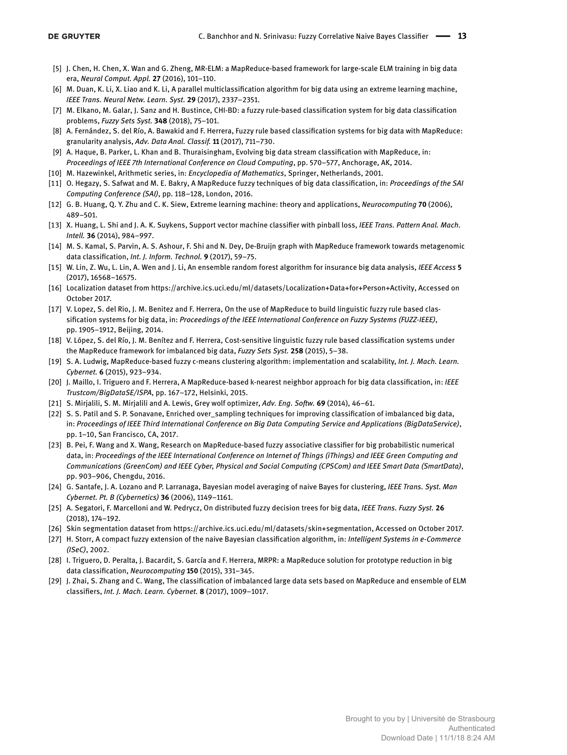[5] J. Chen, H. Chen, X. Wan and G. Zheng, MR-ELM: a MapReduce-based framework for large-scale ELM training in big data era, *Neural Comput. Appl.* **27** (2016), 101–110.

[6] M. Duan, K. Li, X. Liao and K. Li, A parallel multiclassification algorithm for big data using an extreme learning machine, *IEEE Trans. Neural Netw. Learn. Syst.* **29** (2017), 2337–2351.

[7] M. Elkano, M. Galar, J. Sanz and H. Bustince, CHI-BD: a fuzzy rule-based classification system for big data classification problems, *Fuzzy Sets Syst.* **348** (2018), 75–101.

[8] A. Fernández, S. del Río, A. Bawakid and F. Herrera, Fuzzy rule based classification systems for big data with MapReduce: granularity analysis, *Adv. Data Anal. Classif.* **11** (2017), 711–730.

[9] A. Haque, B. Parker, L. Khan and B. Thuraisingham, Evolving big data stream classification with MapReduce, in: *Proceedings of IEEE 7th International Conference on Cloud Computing*, pp. 570–577, Anchorage, AK, 2014.

[10] M. Hazewinkel, Arithmetic series, in: *Encyclopedia of Mathematics*, Springer, Netherlands, 2001.

[11] O. Hegazy, S. Safwat and M. E. Bakry, A MapReduce fuzzy techniques of big data classification, in: *Proceedings of the SAI Computing Conference (SAI)*, pp. 118–128, London, 2016.

[12] G. B. Huang, Q. Y. Zhu and C. K. Siew, Extreme learning machine: theory and applications, *Neurocomputing* **70** (2006), 489–501.

[13] X. Huang, L. Shi and J. A. K. Suykens, Support vector machine classifier with pinball loss, *IEEE Trans. Pattern Anal. Mach. Intell.* **36** (2014), 984–997.

[14] M. S. Kamal, S. Parvin, A. S. Ashour, F. Shi and N. Dey, De-Bruijn graph with MapReduce framework towards metagenomic data classification, *Int. J. Inform. Technol.* **9** (2017), 59–75.

[15] W. Lin, Z. Wu, L. Lin, A. Wen and J. Li, An ensemble random forest algorithm for insurance big data analysis, *IEEE Access* **5** (2017), 16568–16575.

[16] Localization dataset from https://archive.ics.uci.edu/ml/datasets/Localization+Data+for+Person+Activity, Accessed on October 2017.

[17] V. Lopez, S. del Rio, J. M. Benitez and F. Herrera, On the use of MapReduce to build linguistic fuzzy rule based classification systems for big data, in: *Proceedings of the IEEE International Conference on Fuzzy Systems (FUZZ-IEEE)*, pp. 1905–1912, Beijing, 2014.

[18] V. López, S. del Río, J. M. Benítez and F. Herrera, Cost-sensitive linguistic fuzzy rule based classification systems under the MapReduce framework for imbalanced big data, *Fuzzy Sets Syst.* **258** (2015), 5–38.

[19] S. A. Ludwig, MapReduce-based fuzzy c-means clustering algorithm: implementation and scalability, *Int. J. Mach. Learn. Cybernet.* **6** (2015), 923–934.

[20] J. Maillo, I. Triguero and F. Herrera, A MapReduce-based k-nearest neighbor approach for big data classification, in: *IEEE Trustcom/BigDataSE/ISPA*, pp. 167–172, Helsinki, 2015.

[21] S. Mirjalili, S. M. Mirjalili and A. Lewis, Grey wolf optimizer, *Adv. Eng. Softw.* **69** (2014), 46–61.

[22] S. S. Patil and S. P. Sonavane, Enriched over_sampling techniques for improving classification of imbalanced big data, in: *Proceedings of IEEE Third International Conference on Big Data Computing Service and Applications (BigDataService)*, pp. 1–10, San Francisco, CA, 2017.

[23] B. Pei, F. Wang and X. Wang, Research on MapReduce-based fuzzy associative classifier for big probabilistic numerical data, in: *Proceedings of the IEEE International Conference on Internet of Things (iThings) and IEEE Green Computing and Communications (GreenCom) and IEEE Cyber, Physical and Social Computing (CPSCom) and IEEE Smart Data (SmartData)*, pp. 903–906, Chengdu, 2016.

[24] G. Santafe, J. A. Lozano and P. Larranaga, Bayesian model averaging of naive Bayes for clustering, *IEEE Trans. Syst. Man Cybernet. Pt. B (Cybernetics)* **36** (2006), 1149–1161.

[25] A. Segatori, F. Marcelloni and W. Pedrycz, On distributed fuzzy decision trees for big data, *IEEE Trans. Fuzzy Syst.* **26** (2018), 174–192.

[26] Skin segmentation dataset from https://archive.ics.uci.edu/ml/datasets/skin+segmentation, Accessed on October 2017.

[27] H. Storr, A compact fuzzy extension of the naive Bayesian classification algorithm, in: *Intelligent Systems in e-Commerce (ISeC)*, 2002.

[28] I. Triguero, D. Peralta, J. Bacardit, S. García and F. Herrera, MRPR: a MapReduce solution for prototype reduction in big data classification, *Neurocomputing* **150** (2015), 331–345.

[29] J. Zhai, S. Zhang and C. Wang, The classification of imbalanced large data sets based on MapReduce and ensemble of ELM classifiers, *Int. J. Mach. Learn. Cybernet.* **8** (2017), 1009–1017.